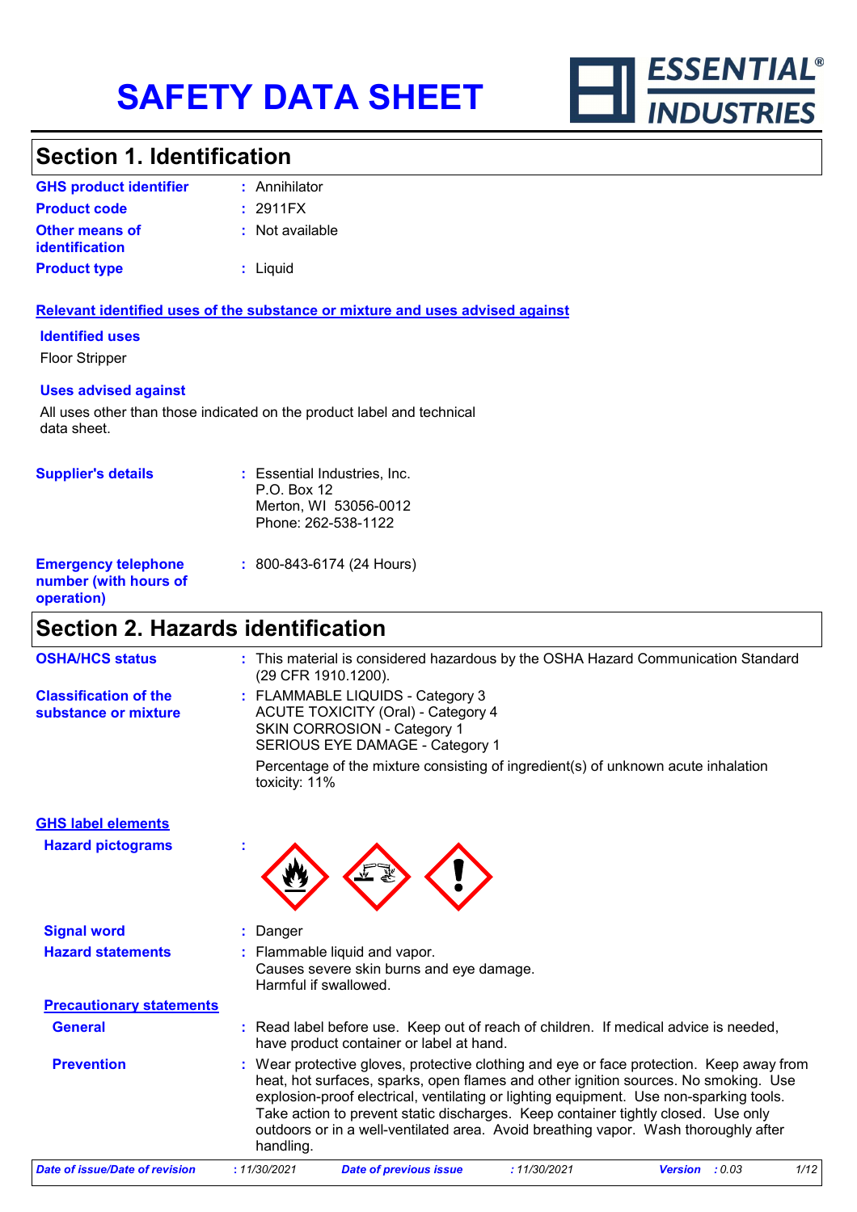# SAFETY DATA SHEET

ESSENTIAL® INDUSTRIES

## Section 1. Identification

| | |
|---|---|
| **GHS product identifier** | : Annihilator |
| **Product code** | : 2911FX |
| **Other means of identification** | : Not available |
| **Product type** | : Liquid |

**Relevant identified uses of the substance or mixture and uses advised against**

**Identified uses**

Floor Stripper

**Uses advised against**

All uses other than those indicated on the product label and technical data sheet.

| | |
|---|---|
| **Supplier's details** | : Essential Industries, Inc.<br>P.O. Box 12<br>Merton, WI 53056-0012<br>Phone: 262-538-1122 |
| **Emergency telephone number (with hours of operation)** | : 800-843-6174 (24 Hours) |

## Section 2. Hazards identification

| | |
|---|---|
| **OSHA/HCS status** | : This material is considered hazardous by the OSHA Hazard Communication Standard (29 CFR 1910.1200). |
| **Classification of the substance or mixture** | : FLAMMABLE LIQUIDS - Category 3<br>ACUTE TOXICITY (Oral) - Category 4<br>SKIN CORROSION - Category 1<br>SERIOUS EYE DAMAGE - Category 1<br><br>Percentage of the mixture consisting of ingredient(s) of unknown acute inhalation toxicity: 11% |

**GHS label elements**

| | |
|---|---|
| **Hazard pictograms** | : |
| **Signal word** | : Danger |
| **Hazard statements** | : Flammable liquid and vapor.<br>Causes severe skin burns and eye damage.<br>Harmful if swallowed. |

**Precautionary statements**

| | |
|---|---|
| **General** | : Read label before use. Keep out of reach of children. If medical advice is needed, have product container or label at hand. |
| **Prevention** | : Wear protective gloves, protective clothing and eye or face protection. Keep away from heat, hot surfaces, sparks, open flames and other ignition sources. No smoking. Use explosion-proof electrical, ventilating or lighting equipment. Use non-sparking tools. Take action to prevent static discharges. Keep container tightly closed. Use only outdoors or in a well-ventilated area. Avoid breathing vapor. Wash thoroughly after handling. |

*Date of issue/Date of revision* : 11/30/2021 *Date of previous issue* : 11/30/2021 *Version* : 0.03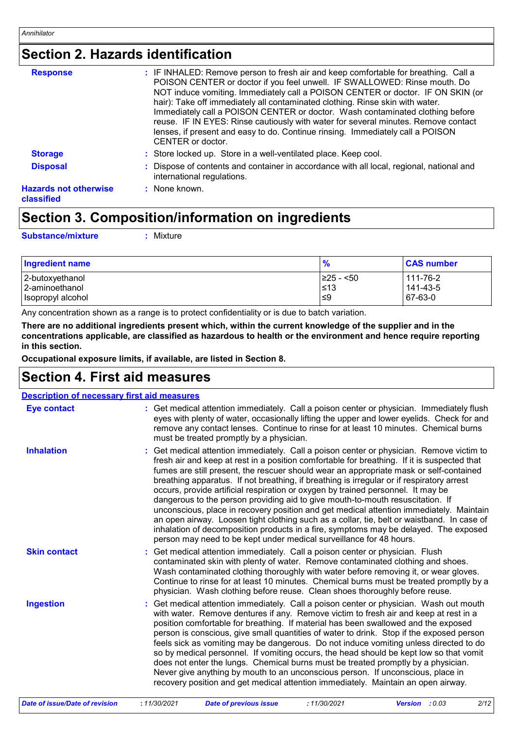## Section 2. Hazards identification

**Response** : IF INHALED: Remove person to fresh air and keep comfortable for breathing. Call a POISON CENTER or doctor if you feel unwell. IF SWALLOWED: Rinse mouth. Do NOT induce vomiting. Immediately call a POISON CENTER or doctor. IF ON SKIN (or hair): Take off immediately all contaminated clothing. Rinse skin with water. Immediately call a POISON CENTER or doctor. Wash contaminated clothing before reuse. IF IN EYES: Rinse cautiously with water for several minutes. Remove contact lenses, if present and easy to do. Continue rinsing. Immediately call a POISON CENTER or doctor.

**Storage** : Store locked up. Store in a well-ventilated place. Keep cool.

**Disposal** : Dispose of contents and container in accordance with all local, regional, national and international regulations.

**Hazards not otherwise classified** : None known.

## Section 3. Composition/information on ingredients

**Substance/mixture** : Mixture

| Ingredient name | % | CAS number |
|---|---|---|
| 2-butoxyethanol | ≥25 - <50 | 111-76-2 |
| 2-aminoethanol | ≤13 | 141-43-5 |
| Isopropyl alcohol | ≤9 | 67-63-0 |

Any concentration shown as a range is to protect confidentiality or is due to batch variation.

**There are no additional ingredients present which, within the current knowledge of the supplier and in the concentrations applicable, are classified as hazardous to health or the environment and hence require reporting in this section.**

**Occupational exposure limits, if available, are listed in Section 8.**

## Section 4. First aid measures

**Description of necessary first aid measures**

**Eye contact** : Get medical attention immediately. Call a poison center or physician. Immediately flush eyes with plenty of water, occasionally lifting the upper and lower eyelids. Check for and remove any contact lenses. Continue to rinse for at least 10 minutes. Chemical burns must be treated promptly by a physician.

**Inhalation** : Get medical attention immediately. Call a poison center or physician. Remove victim to fresh air and keep at rest in a position comfortable for breathing. If it is suspected that fumes are still present, the rescuer should wear an appropriate mask or self-contained breathing apparatus. If not breathing, if breathing is irregular or if respiratory arrest occurs, provide artificial respiration or oxygen by trained personnel. It may be dangerous to the person providing aid to give mouth-to-mouth resuscitation. If unconscious, place in recovery position and get medical attention immediately. Maintain an open airway. Loosen tight clothing such as a collar, tie, belt or waistband. In case of inhalation of decomposition products in a fire, symptoms may be delayed. The exposed person may need to be kept under medical surveillance for 48 hours.

**Skin contact** : Get medical attention immediately. Call a poison center or physician. Flush contaminated skin with plenty of water. Remove contaminated clothing and shoes. Wash contaminated clothing thoroughly with water before removing it, or wear gloves. Continue to rinse for at least 10 minutes. Chemical burns must be treated promptly by a physician. Wash clothing before reuse. Clean shoes thoroughly before reuse.

**Ingestion** : Get medical attention immediately. Call a poison center or physician. Wash out mouth with water. Remove dentures if any. Remove victim to fresh air and keep at rest in a position comfortable for breathing. If material has been swallowed and the exposed person is conscious, give small quantities of water to drink. Stop if the exposed person feels sick as vomiting may be dangerous. Do not induce vomiting unless directed to do so by medical personnel. If vomiting occurs, the head should be kept low so that vomit does not enter the lungs. Chemical burns must be treated promptly by a physician. Never give anything by mouth to an unconscious person. If unconscious, place in recovery position and get medical attention immediately. Maintain an open airway.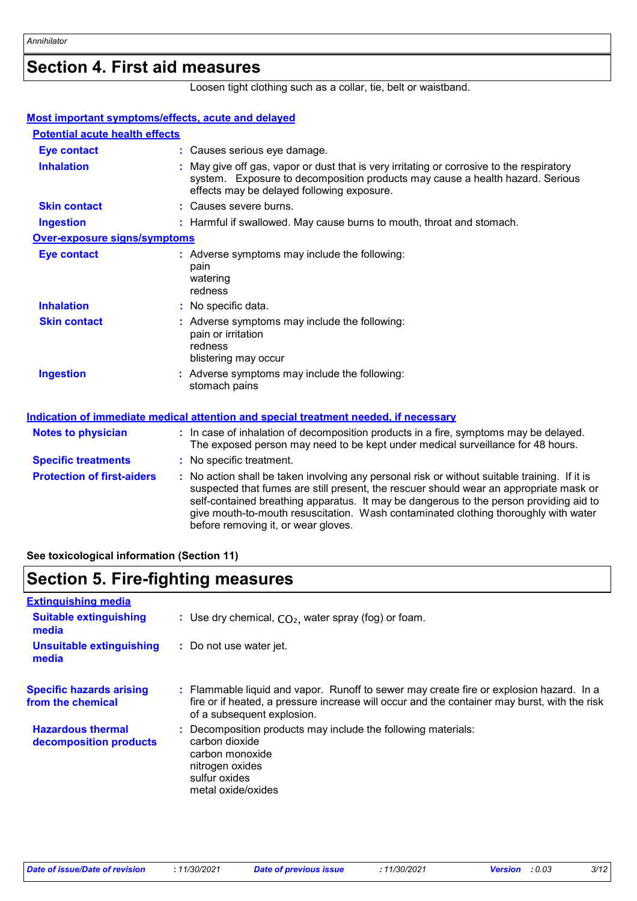## Section 4. First aid measures

Loosen tight clothing such as a collar, tie, belt or waistband.

### Most important symptoms/effects, acute and delayed

#### Potential acute health effects

**Eye contact** : Causes serious eye damage.

**Inhalation** : May give off gas, vapor or dust that is very irritating or corrosive to the respiratory system. Exposure to decomposition products may cause a health hazard. Serious effects may be delayed following exposure.

**Skin contact** : Causes severe burns.

**Ingestion** : Harmful if swallowed. May cause burns to mouth, throat and stomach.

#### Over-exposure signs/symptoms

**Eye contact** : Adverse symptoms may include the following:
pain
watering
redness

**Inhalation** : No specific data.

**Skin contact** : Adverse symptoms may include the following:
pain or irritation
redness
blistering may occur

**Ingestion** : Adverse symptoms may include the following:
stomach pains

### Indication of immediate medical attention and special treatment needed, if necessary

**Notes to physician** : In case of inhalation of decomposition products in a fire, symptoms may be delayed. The exposed person may need to be kept under medical surveillance for 48 hours.

**Specific treatments** : No specific treatment.

**Protection of first-aiders** : No action shall be taken involving any personal risk or without suitable training. If it is suspected that fumes are still present, the rescuer should wear an appropriate mask or self-contained breathing apparatus. It may be dangerous to the person providing aid to give mouth-to-mouth resuscitation. Wash contaminated clothing thoroughly with water before removing it, or wear gloves.

**See toxicological information (Section 11)**

## Section 5. Fire-fighting measures

### Extinguishing media

**Suitable extinguishing media** : Use dry chemical, $CO_2$, water spray (fog) or foam.

**Unsuitable extinguishing media** : Do not use water jet.

**Specific hazards arising from the chemical** : Flammable liquid and vapor. Runoff to sewer may create fire or explosion hazard. In a fire or if heated, a pressure increase will occur and the container may burst, with the risk of a subsequent explosion.

**Hazardous thermal decomposition products** : Decomposition products may include the following materials:
carbon dioxide
carbon monoxide
nitrogen oxides
sulfur oxides
metal oxide/oxides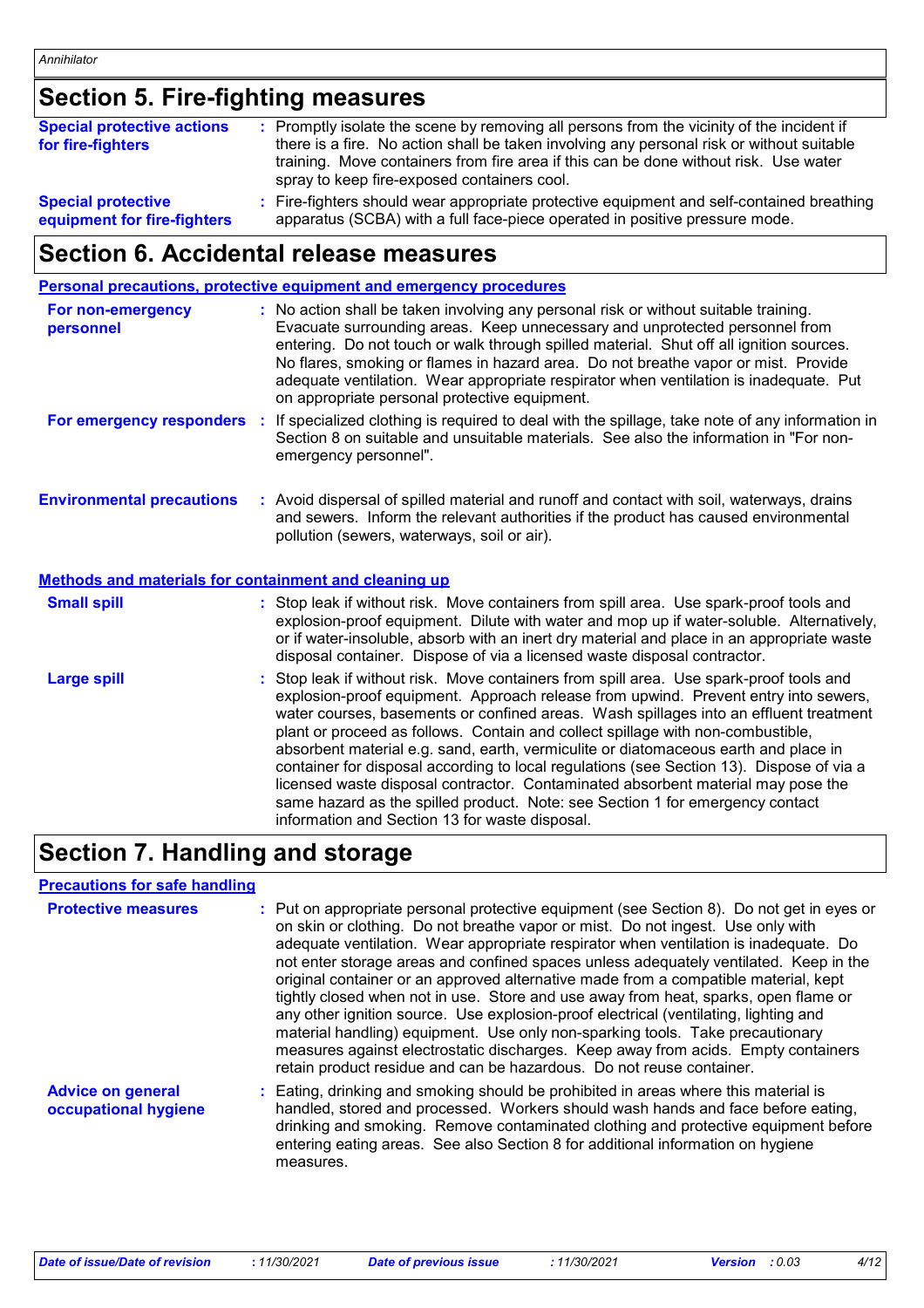## Section 5. Fire-fighting measures

**Special protective actions for fire-fighters** : Promptly isolate the scene by removing all persons from the vicinity of the incident if there is a fire. No action shall be taken involving any personal risk or without suitable training. Move containers from fire area if this can be done without risk. Use water spray to keep fire-exposed containers cool.

**Special protective equipment for fire-fighters** : Fire-fighters should wear appropriate protective equipment and self-contained breathing apparatus (SCBA) with a full face-piece operated in positive pressure mode.

## Section 6. Accidental release measures

### Personal precautions, protective equipment and emergency procedures

**For non-emergency personnel** : No action shall be taken involving any personal risk or without suitable training. Evacuate surrounding areas. Keep unnecessary and unprotected personnel from entering. Do not touch or walk through spilled material. Shut off all ignition sources. No flares, smoking or flames in hazard area. Do not breathe vapor or mist. Provide adequate ventilation. Wear appropriate respirator when ventilation is inadequate. Put on appropriate personal protective equipment.

**For emergency responders** : If specialized clothing is required to deal with the spillage, take note of any information in Section 8 on suitable and unsuitable materials. See also the information in "For non-emergency personnel".

**Environmental precautions** : Avoid dispersal of spilled material and runoff and contact with soil, waterways, drains and sewers. Inform the relevant authorities if the product has caused environmental pollution (sewers, waterways, soil or air).

### Methods and materials for containment and cleaning up

**Small spill** : Stop leak if without risk. Move containers from spill area. Use spark-proof tools and explosion-proof equipment. Dilute with water and mop up if water-soluble. Alternatively, or if water-insoluble, absorb with an inert dry material and place in an appropriate waste disposal container. Dispose of via a licensed waste disposal contractor.

**Large spill** : Stop leak if without risk. Move containers from spill area. Use spark-proof tools and explosion-proof equipment. Approach release from upwind. Prevent entry into sewers, water courses, basements or confined areas. Wash spillages into an effluent treatment plant or proceed as follows. Contain and collect spillage with non-combustible, absorbent material e.g. sand, earth, vermiculite or diatomaceous earth and place in container for disposal according to local regulations (see Section 13). Dispose of via a licensed waste disposal contractor. Contaminated absorbent material may pose the same hazard as the spilled product. Note: see Section 1 for emergency contact information and Section 13 for waste disposal.

## Section 7. Handling and storage

### Precautions for safe handling

**Protective measures** : Put on appropriate personal protective equipment (see Section 8). Do not get in eyes or on skin or clothing. Do not breathe vapor or mist. Do not ingest. Use only with adequate ventilation. Wear appropriate respirator when ventilation is inadequate. Do not enter storage areas and confined spaces unless adequately ventilated. Keep in the original container or an approved alternative made from a compatible material, kept tightly closed when not in use. Store and use away from heat, sparks, open flame or any other ignition source. Use explosion-proof electrical (ventilating, lighting and material handling) equipment. Use only non-sparking tools. Take precautionary measures against electrostatic discharges. Keep away from acids. Empty containers retain product residue and can be hazardous. Do not reuse container.

**Advice on general occupational hygiene** : Eating, drinking and smoking should be prohibited in areas where this material is handled, stored and processed. Workers should wash hands and face before eating, drinking and smoking. Remove contaminated clothing and protective equipment before entering eating areas. See also Section 8 for additional information on hygiene measures.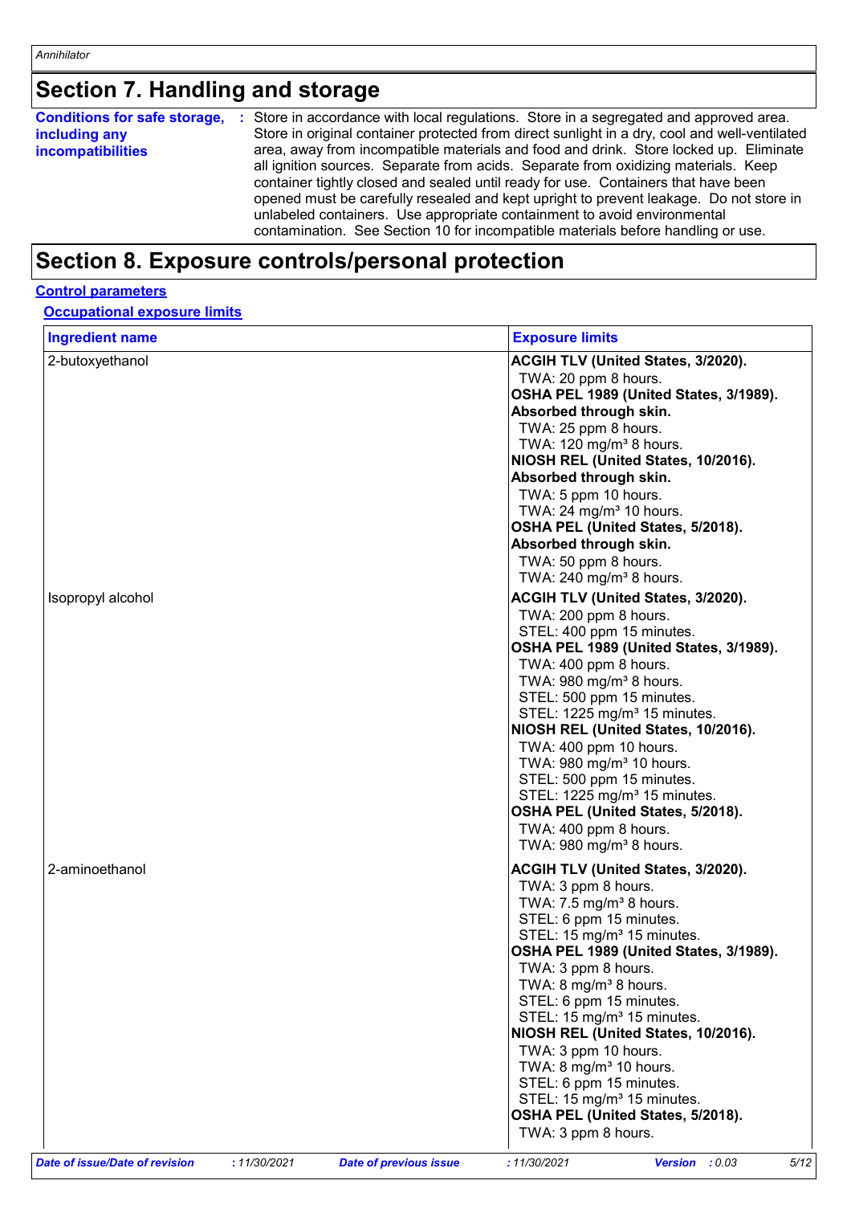## Section 7. Handling and storage

**Conditions for safe storage, including any incompatibilities** : Store in accordance with local regulations. Store in a segregated and approved area. Store in original container protected from direct sunlight in a dry, cool and well-ventilated area, away from incompatible materials and food and drink. Store locked up. Eliminate all ignition sources. Separate from acids. Separate from oxidizing materials. Keep container tightly closed and sealed until ready for use. Containers that have been opened must be carefully resealed and kept upright to prevent leakage. Do not store in unlabeled containers. Use appropriate containment to avoid environmental contamination. See Section 10 for incompatible materials before handling or use.

## Section 8. Exposure controls/personal protection

### Control parameters

#### Occupational exposure limits

| Ingredient name | Exposure limits |
| --- | --- |
| 2-butoxyethanol | **ACGIH TLV (United States, 3/2020).**<br>TWA: 20 ppm 8 hours.<br>**OSHA PEL 1989 (United States, 3/1989).**<br>**Absorbed through skin.**<br>TWA: 25 ppm 8 hours.<br>TWA: 120 mg/m³ 8 hours.<br>**NIOSH REL (United States, 10/2016).**<br>**Absorbed through skin.**<br>TWA: 5 ppm 10 hours.<br>TWA: 24 mg/m³ 10 hours.<br>**OSHA PEL (United States, 5/2018).**<br>**Absorbed through skin.**<br>TWA: 50 ppm 8 hours.<br>TWA: 240 mg/m³ 8 hours. |
| Isopropyl alcohol | **ACGIH TLV (United States, 3/2020).**<br>TWA: 200 ppm 8 hours.<br>STEL: 400 ppm 15 minutes.<br>**OSHA PEL 1989 (United States, 3/1989).**<br>TWA: 400 ppm 8 hours.<br>TWA: 980 mg/m³ 8 hours.<br>STEL: 500 ppm 15 minutes.<br>STEL: 1225 mg/m³ 15 minutes.<br>**NIOSH REL (United States, 10/2016).**<br>TWA: 400 ppm 10 hours.<br>TWA: 980 mg/m³ 10 hours.<br>STEL: 500 ppm 15 minutes.<br>STEL: 1225 mg/m³ 15 minutes.<br>**OSHA PEL (United States, 5/2018).**<br>TWA: 400 ppm 8 hours.<br>TWA: 980 mg/m³ 8 hours. |
| 2-aminoethanol | **ACGIH TLV (United States, 3/2020).**<br>TWA: 3 ppm 8 hours.<br>TWA: 7.5 mg/m³ 8 hours.<br>STEL: 6 ppm 15 minutes.<br>STEL: 15 mg/m³ 15 minutes.<br>**OSHA PEL 1989 (United States, 3/1989).**<br>TWA: 3 ppm 8 hours.<br>TWA: 8 mg/m³ 8 hours.<br>STEL: 6 ppm 15 minutes.<br>STEL: 15 mg/m³ 15 minutes.<br>**NIOSH REL (United States, 10/2016).**<br>TWA: 3 ppm 10 hours.<br>TWA: 8 mg/m³ 10 hours.<br>STEL: 6 ppm 15 minutes.<br>STEL: 15 mg/m³ 15 minutes.<br>**OSHA PEL (United States, 5/2018).**<br>TWA: 3 ppm 8 hours. |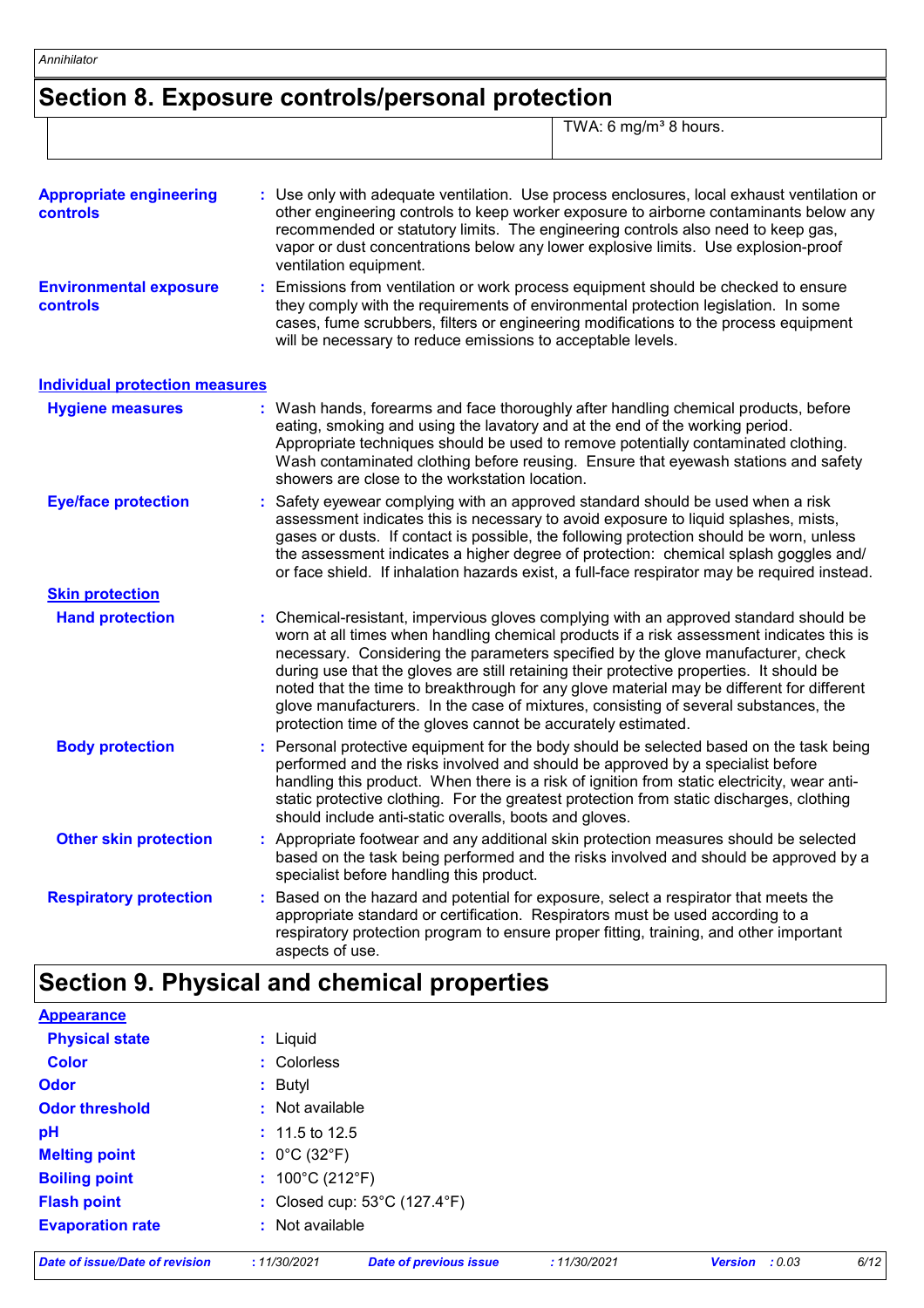## Section 8. Exposure controls/personal protection

| | |
|---|---|
| | TWA: 6 mg/m³ 8 hours. |

**Appropriate engineering controls** : Use only with adequate ventilation. Use process enclosures, local exhaust ventilation or other engineering controls to keep worker exposure to airborne contaminants below any recommended or statutory limits. The engineering controls also need to keep gas, vapor or dust concentrations below any lower explosive limits. Use explosion-proof ventilation equipment.

**Environmental exposure controls** : Emissions from ventilation or work process equipment should be checked to ensure they comply with the requirements of environmental protection legislation. In some cases, fume scrubbers, filters or engineering modifications to the process equipment will be necessary to reduce emissions to acceptable levels.

### Individual protection measures

**Hygiene measures** : Wash hands, forearms and face thoroughly after handling chemical products, before eating, smoking and using the lavatory and at the end of the working period. Appropriate techniques should be used to remove potentially contaminated clothing. Wash contaminated clothing before reusing. Ensure that eyewash stations and safety showers are close to the workstation location.

**Eye/face protection** : Safety eyewear complying with an approved standard should be used when a risk assessment indicates this is necessary to avoid exposure to liquid splashes, mists, gases or dusts. If contact is possible, the following protection should be worn, unless the assessment indicates a higher degree of protection: chemical splash goggles and/ or face shield. If inhalation hazards exist, a full-face respirator may be required instead.

**Skin protection**

**Hand protection** : Chemical-resistant, impervious gloves complying with an approved standard should be worn at all times when handling chemical products if a risk assessment indicates this is necessary. Considering the parameters specified by the glove manufacturer, check during use that the gloves are still retaining their protective properties. It should be noted that the time to breakthrough for any glove material may be different for different glove manufacturers. In the case of mixtures, consisting of several substances, the protection time of the gloves cannot be accurately estimated.

**Body protection** : Personal protective equipment for the body should be selected based on the task being performed and the risks involved and should be approved by a specialist before handling this product. When there is a risk of ignition from static electricity, wear anti-static protective clothing. For the greatest protection from static discharges, clothing should include anti-static overalls, boots and gloves.

**Other skin protection** : Appropriate footwear and any additional skin protection measures should be selected based on the task being performed and the risks involved and should be approved by a specialist before handling this product.

**Respiratory protection** : Based on the hazard and potential for exposure, select a respirator that meets the appropriate standard or certification. Respirators must be used according to a respiratory protection program to ensure proper fitting, training, and other important aspects of use.

## Section 9. Physical and chemical properties

**Appearance**

**Physical state** : Liquid

**Color** : Colorless

**Odor** : Butyl

**Odor threshold** : Not available

**pH** : 11.5 to 12.5

**Melting point** : 0°C (32°F)

**Boiling point** : 100°C (212°F)

**Flash point** : Closed cup: 53°C (127.4°F)

**Evaporation rate** : Not available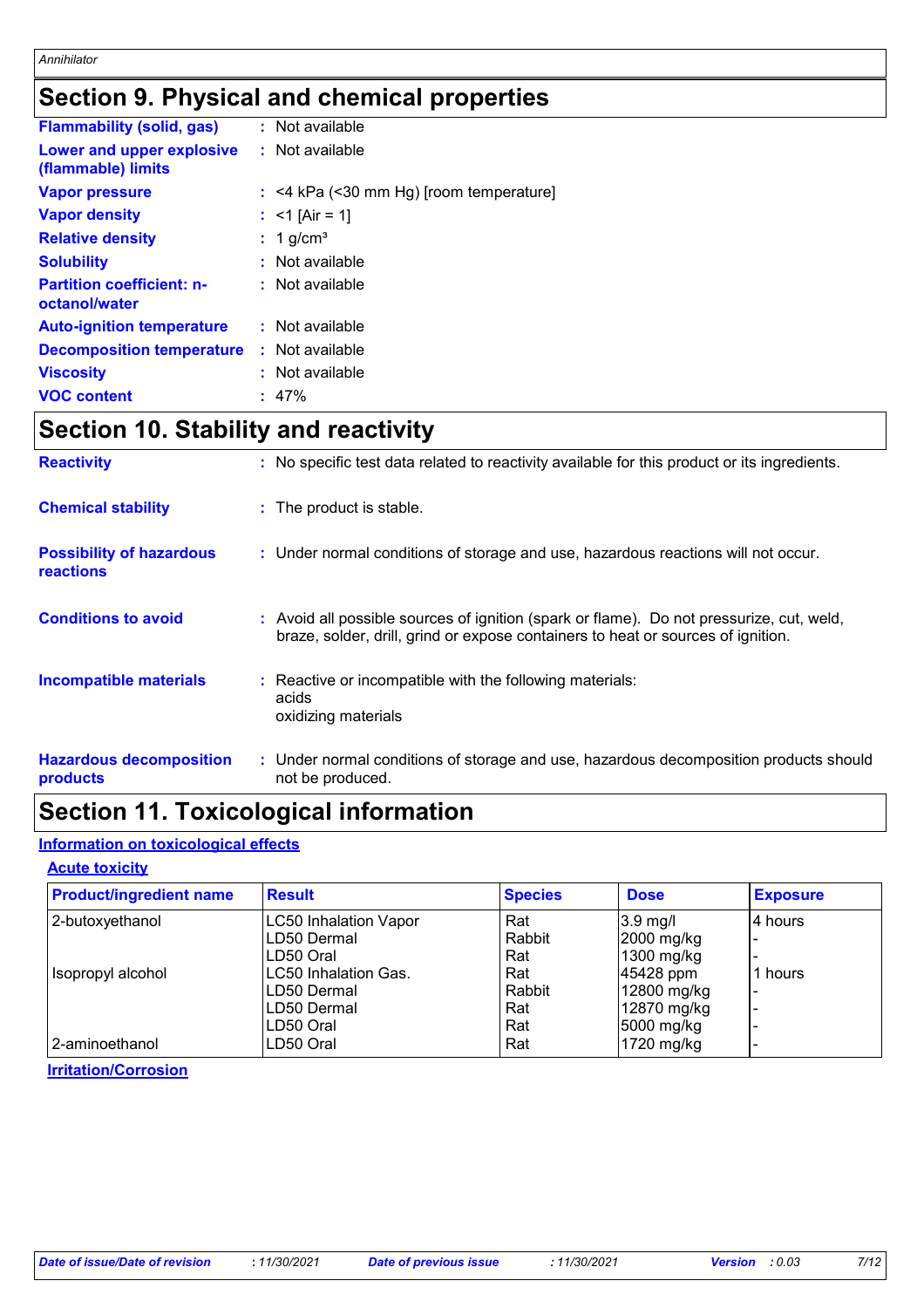## Section 9. Physical and chemical properties

| | |
|---|---|
| **Flammability (solid, gas)** | : Not available |
| **Lower and upper explosive (flammable) limits** | : Not available |
| **Vapor pressure** | : <4 kPa (<30 mm Hg) [room temperature] |
| **Vapor density** | : <1 [Air = 1] |
| **Relative density** | : 1 g/cm³ |
| **Solubility** | : Not available |
| **Partition coefficient: n-octanol/water** | : Not available |
| **Auto-ignition temperature** | : Not available |
| **Decomposition temperature** | : Not available |
| **Viscosity** | : Not available |
| **VOC content** | : 47% |

## Section 10. Stability and reactivity

| | |
|---|---|
| **Reactivity** | : No specific test data related to reactivity available for this product or its ingredients. |
| **Chemical stability** | : The product is stable. |
| **Possibility of hazardous reactions** | : Under normal conditions of storage and use, hazardous reactions will not occur. |
| **Conditions to avoid** | : Avoid all possible sources of ignition (spark or flame). Do not pressurize, cut, weld, braze, solder, drill, grind or expose containers to heat or sources of ignition. |
| **Incompatible materials** | : Reactive or incompatible with the following materials: acids oxidizing materials |
| **Hazardous decomposition products** | : Under normal conditions of storage and use, hazardous decomposition products should not be produced. |

## Section 11. Toxicological information

### Information on toxicological effects

#### Acute toxicity

| Product/ingredient name | Result | Species | Dose | Exposure |
|---|---|---|---|---|
| 2-butoxyethanol | LC50 Inhalation Vapor | Rat | 3.9 mg/l | 4 hours |
| | LD50 Dermal | Rabbit | 2000 mg/kg | - |
| | LD50 Oral | Rat | 1300 mg/kg | - |
| Isopropyl alcohol | LC50 Inhalation Gas. | Rat | 45428 ppm | 1 hours |
| | LD50 Dermal | Rabbit | 12800 mg/kg | - |
| | LD50 Dermal | Rat | 12870 mg/kg | - |
| | LD50 Oral | Rat | 5000 mg/kg | - |
| 2-aminoethanol | LD50 Oral | Rat | 1720 mg/kg | - |

#### Irritation/Corrosion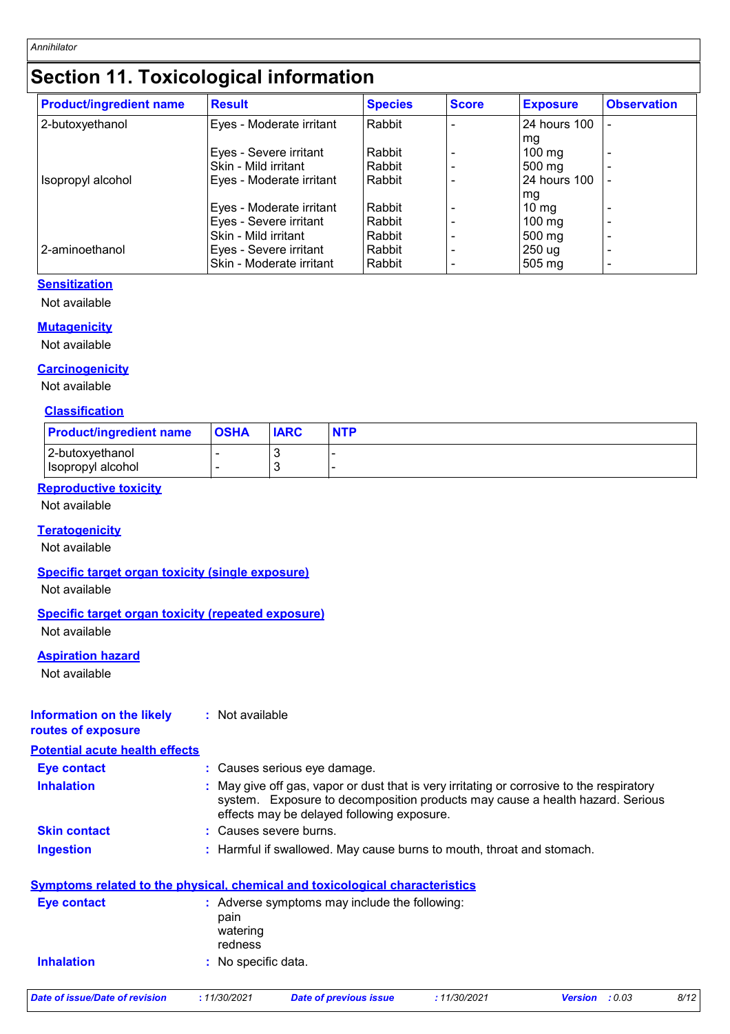# Section 11. Toxicological information

| Product/ingredient name | Result | Species | Score | Exposure | Observation |
|---|---|---|---|---|---|
| 2-butoxyethanol | Eyes - Moderate irritant | Rabbit | - | 24 hours 100 mg | - |
| | Eyes - Severe irritant | Rabbit | - | 100 mg | - |
| | Skin - Mild irritant | Rabbit | - | 500 mg | - |
| Isopropyl alcohol | Eyes - Moderate irritant | Rabbit | - | 24 hours 100 mg | - |
| | Eyes - Moderate irritant | Rabbit | - | 10 mg | - |
| | Eyes - Severe irritant | Rabbit | - | 100 mg | - |
| | Skin - Mild irritant | Rabbit | - | 500 mg | - |
| 2-aminoethanol | Eyes - Severe irritant | Rabbit | - | 250 ug | - |
| | Skin - Moderate irritant | Rabbit | - | 505 mg | - |

**Sensitization**

Not available

**Mutagenicity**

Not available

**Carcinogenicity**

Not available

**Classification**

| Product/ingredient name | OSHA | IARC | NTP |
|---|---|---|---|
| 2-butoxyethanol | - | 3 | - |
| Isopropyl alcohol | - | 3 | - |

**Reproductive toxicity**

Not available

**Teratogenicity**

Not available

**Specific target organ toxicity (single exposure)**

Not available

**Specific target organ toxicity (repeated exposure)**

Not available

**Aspiration hazard**

Not available

**Information on the likely routes of exposure** : Not available

**Potential acute health effects**

**Eye contact** : Causes serious eye damage.

**Inhalation** : May give off gas, vapor or dust that is very irritating or corrosive to the respiratory system. Exposure to decomposition products may cause a health hazard. Serious effects may be delayed following exposure.

**Skin contact** : Causes severe burns.

**Ingestion** : Harmful if swallowed. May cause burns to mouth, throat and stomach.

**Symptoms related to the physical, chemical and toxicological characteristics**

**Eye contact** : Adverse symptoms may include the following:
pain
watering
redness

**Inhalation** : No specific data.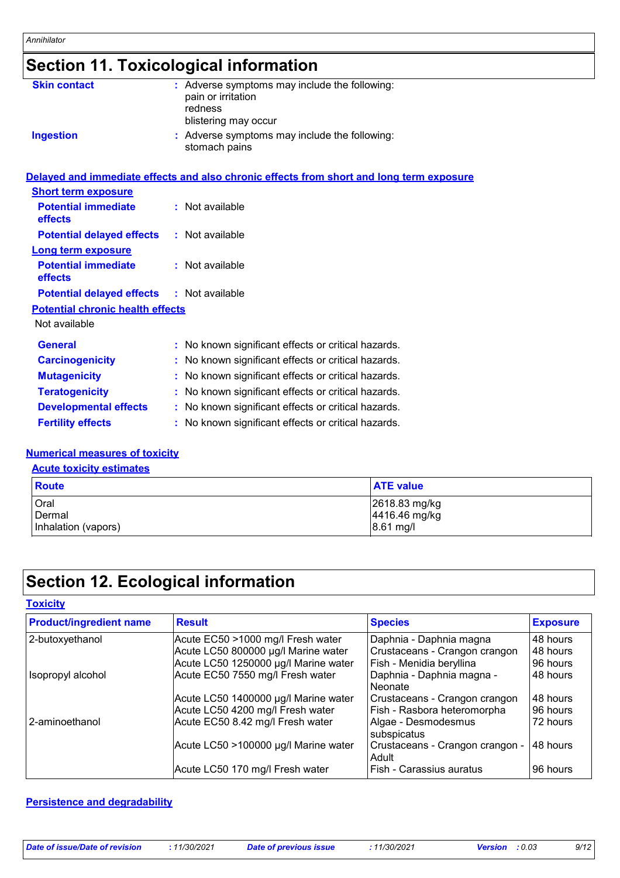# Section 11. Toxicological information

**Skin contact** : Adverse symptoms may include the following:
pain or irritation
redness
blistering may occur

**Ingestion** : Adverse symptoms may include the following:
stomach pains

## Delayed and immediate effects and also chronic effects from short and long term exposure

### Short term exposure

**Potential immediate effects** : Not available

**Potential delayed effects** : Not available

### Long term exposure

**Potential immediate effects** : Not available

**Potential delayed effects** : Not available

### Potential chronic health effects

Not available

**General** : No known significant effects or critical hazards.

**Carcinogenicity** : No known significant effects or critical hazards.

**Mutagenicity** : No known significant effects or critical hazards.

**Teratogenicity** : No known significant effects or critical hazards.

**Developmental effects** : No known significant effects or critical hazards.

**Fertility effects** : No known significant effects or critical hazards.

## Numerical measures of toxicity

### Acute toxicity estimates

| Route | ATE value |
|---|---|
| Oral | 2618.83 mg/kg |
| Dermal | 4416.46 mg/kg |
| Inhalation (vapors) | 8.61 mg/l |

# Section 12. Ecological information

## Toxicity

| Product/ingredient name | Result | Species | Exposure |
|---|---|---|---|
| 2-butoxyethanol | Acute EC50 >1000 mg/l Fresh water | Daphnia - Daphnia magna | 48 hours |
| | Acute LC50 800000 µg/l Marine water | Crustaceans - Crangon crangon | 48 hours |
| | Acute LC50 1250000 µg/l Marine water | Fish - Menidia beryllina | 96 hours |
| Isopropyl alcohol | Acute EC50 7550 mg/l Fresh water | Daphnia - Daphnia magna - Neonate | 48 hours |
| | Acute LC50 1400000 µg/l Marine water | Crustaceans - Crangon crangon | 48 hours |
| | Acute LC50 4200 mg/l Fresh water | Fish - Rasbora heteromorpha | 96 hours |
| 2-aminoethanol | Acute EC50 8.42 mg/l Fresh water | Algae - Desmodesmus subspicatus | 72 hours |
| | Acute LC50 >100000 µg/l Marine water | Crustaceans - Crangon crangon - Adult | 48 hours |
| | Acute LC50 170 mg/l Fresh water | Fish - Carassius auratus | 96 hours |

## Persistence and degradability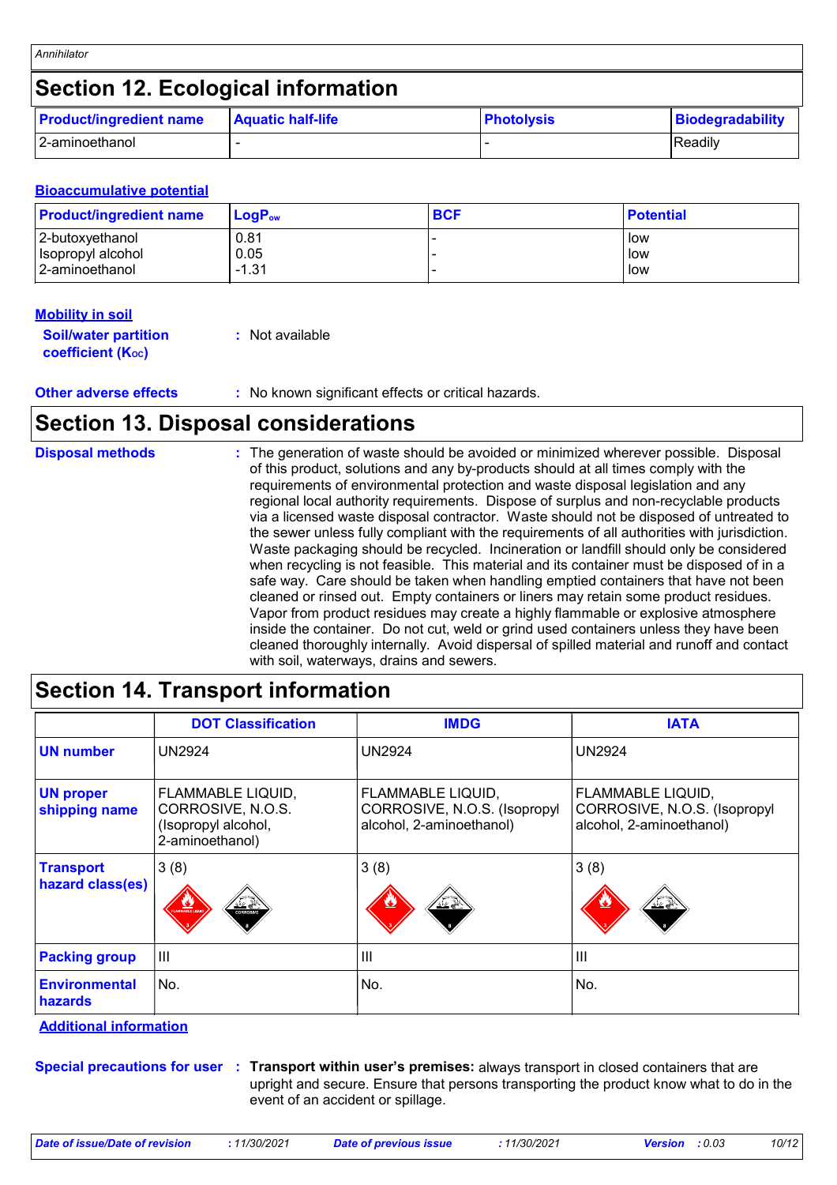## Section 12. Ecological information

| Product/ingredient name | Aquatic half-life | Photolysis | Biodegradability |
|---|---|---|---|
| 2-aminoethanol | - | - | Readily |

**Bioaccumulative potential**

| Product/ingredient name | $LogP_{ow}$ | BCF | Potential |
|---|---|---|---|
| 2-butoxyethanol | 0.81 | - | low |
| Isopropyl alcohol | 0.05 | - | low |
| 2-aminoethanol | -1.31 | - | low |

**Mobility in soil**

**Soil/water partition coefficient ($K_{OC}$)** : Not available

**Other adverse effects** : No known significant effects or critical hazards.

## Section 13. Disposal considerations

**Disposal methods** : The generation of waste should be avoided or minimized wherever possible. Disposal of this product, solutions and any by-products should at all times comply with the requirements of environmental protection and waste disposal legislation and any regional local authority requirements. Dispose of surplus and non-recyclable products via a licensed waste disposal contractor. Waste should not be disposed of untreated to the sewer unless fully compliant with the requirements of all authorities with jurisdiction. Waste packaging should be recycled. Incineration or landfill should only be considered when recycling is not feasible. This material and its container must be disposed of in a safe way. Care should be taken when handling emptied containers that have not been cleaned or rinsed out. Empty containers or liners may retain some product residues. Vapor from product residues may create a highly flammable or explosive atmosphere inside the container. Do not cut, weld or grind used containers unless they have been cleaned thoroughly internally. Avoid dispersal of spilled material and runoff and contact with soil, waterways, drains and sewers.

## Section 14. Transport information

| | DOT Classification | IMDG | IATA |
|---|---|---|---|
| **UN number** | UN2924 | UN2924 | UN2924 |
| **UN proper shipping name** | FLAMMABLE LIQUID, CORROSIVE, N.O.S. (Isopropyl alcohol, 2-aminoethanol) | FLAMMABLE LIQUID, CORROSIVE, N.O.S. (Isopropyl alcohol, 2-aminoethanol) | FLAMMABLE LIQUID, CORROSIVE, N.O.S. (Isopropyl alcohol, 2-aminoethanol) |
| **Transport hazard class(es)** | 3 (8) | 3 (8) | 3 (8) |
| **Packing group** | III | III | III |
| **Environmental hazards** | No. | No. | No. |

**Additional information**

**Special precautions for user** : **Transport within user's premises:** always transport in closed containers that are upright and secure. Ensure that persons transporting the product know what to do in the event of an accident or spillage.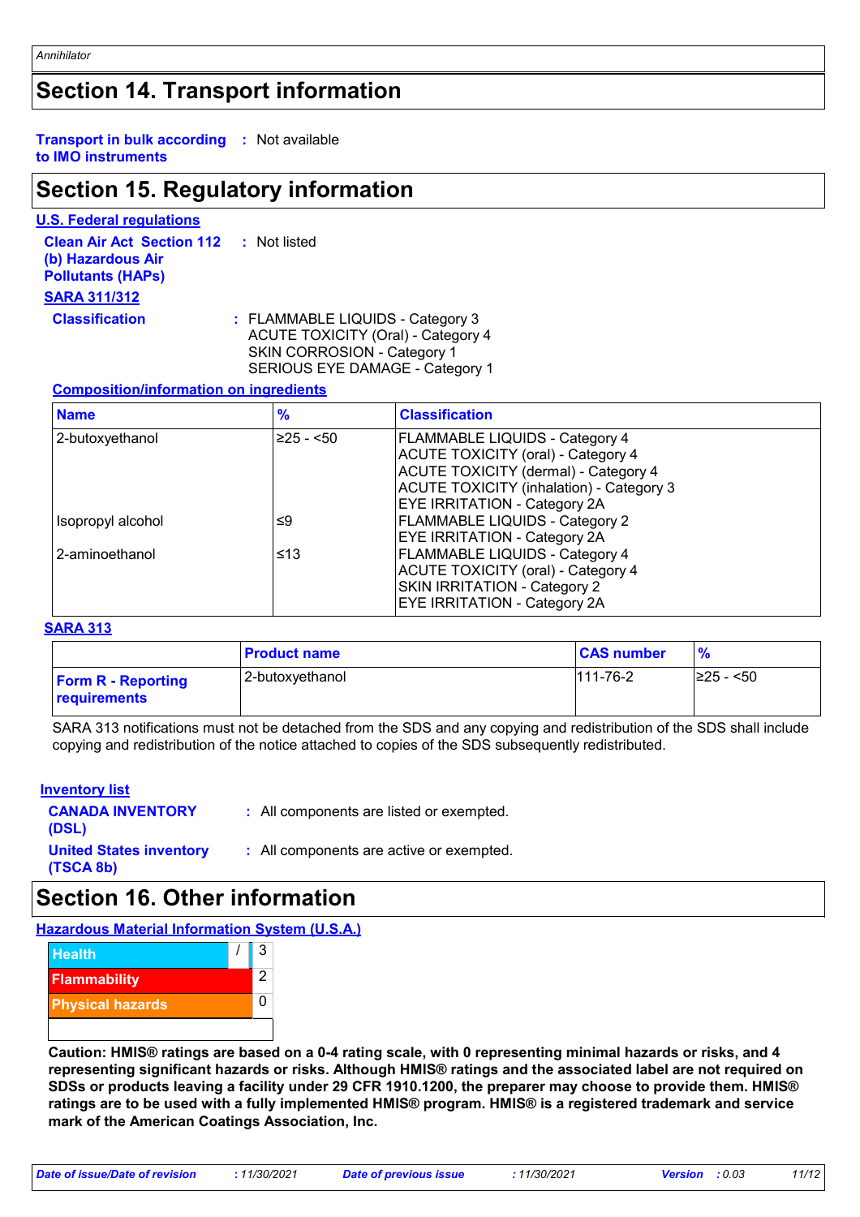## Section 14. Transport information

**Transport in bulk according to IMO instruments** : Not available

## Section 15. Regulatory information

**U.S. Federal regulations**

**Clean Air Act Section 112 (b) Hazardous Air Pollutants (HAPs)** : Not listed

**SARA 311/312**

**Classification** : FLAMMABLE LIQUIDS - Category 3
ACUTE TOXICITY (Oral) - Category 4
SKIN CORROSION - Category 1
SERIOUS EYE DAMAGE - Category 1

**Composition/information on ingredients**

| Name | % | Classification |
|---|---|---|
| 2-butoxyethanol | ≥25 - <50 | FLAMMABLE LIQUIDS - Category 4<br>ACUTE TOXICITY (oral) - Category 4<br>ACUTE TOXICITY (dermal) - Category 4<br>ACUTE TOXICITY (inhalation) - Category 3<br>EYE IRRITATION - Category 2A |
| Isopropyl alcohol | ≤9 | FLAMMABLE LIQUIDS - Category 2<br>EYE IRRITATION - Category 2A |
| 2-aminoethanol | ≤13 | FLAMMABLE LIQUIDS - Category 4<br>ACUTE TOXICITY (oral) - Category 4<br>SKIN IRRITATION - Category 2<br>EYE IRRITATION - Category 2A |

**SARA 313**

| | Product name | CAS number | % |
|---|---|---|---|
| **Form R - Reporting requirements** | 2-butoxyethanol | 111-76-2 | ≥25 - <50 |

SARA 313 notifications must not be detached from the SDS and any copying and redistribution of the SDS shall include copying and redistribution of the notice attached to copies of the SDS subsequently redistributed.

**Inventory list**

**CANADA INVENTORY (DSL)** : All components are listed or exempted.

**United States inventory (TSCA 8b)** : All components are active or exempted.

## Section 16. Other information

**Hazardous Material Information System (U.S.A.)**

| | | |
|---|---|---|
| Health | / | 3 |
| Flammability | | 2 |
| Physical hazards | | 0 |

**Caution: HMIS® ratings are based on a 0-4 rating scale, with 0 representing minimal hazards or risks, and 4 representing significant hazards or risks. Although HMIS® ratings and the associated label are not required on SDSs or products leaving a facility under 29 CFR 1910.1200, the preparer may choose to provide them. HMIS® ratings are to be used with a fully implemented HMIS® program. HMIS® is a registered trademark and service mark of the American Coatings Association, Inc.**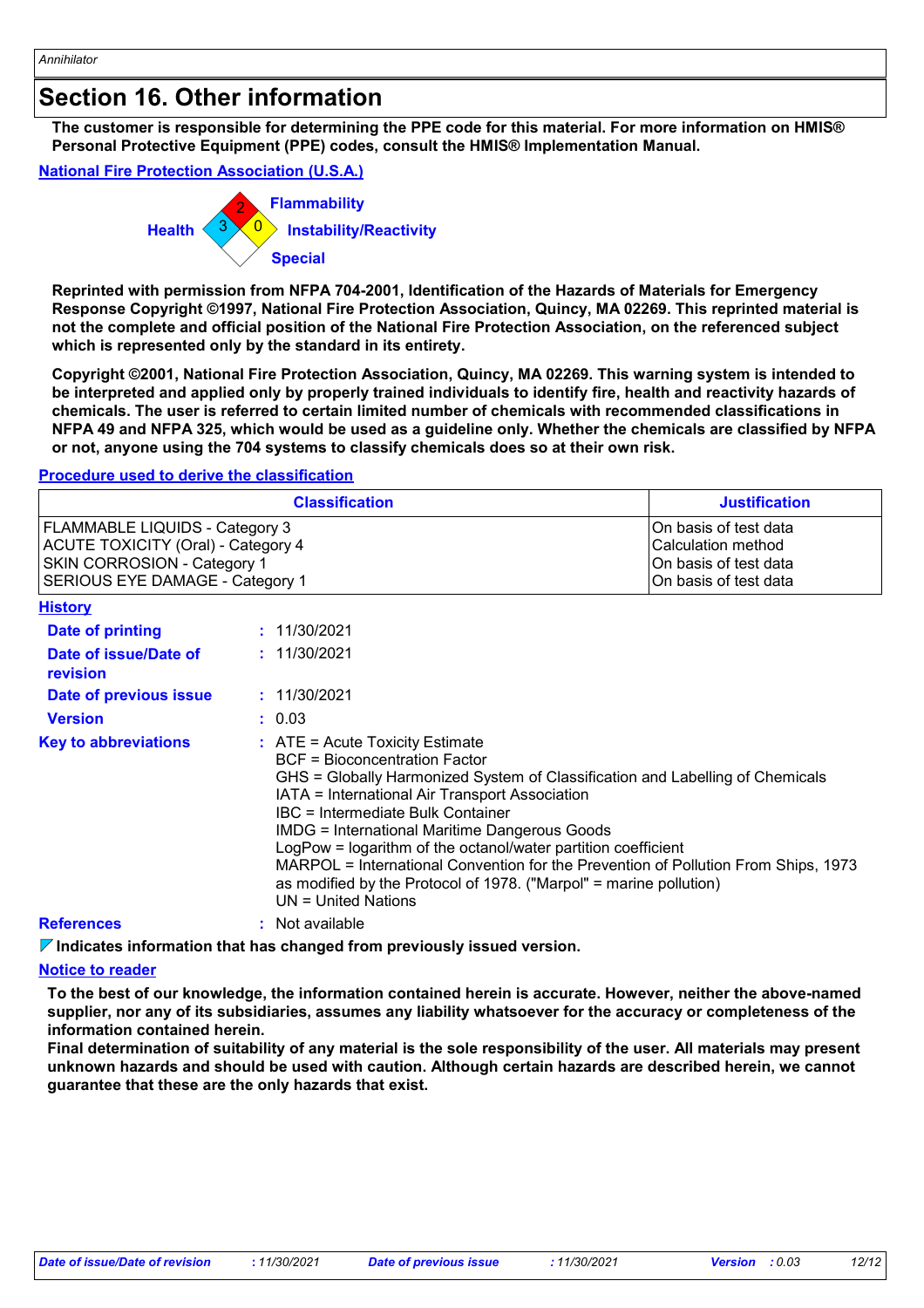# Section 16. Other information

**The customer is responsible for determining the PPE code for this material. For more information on HMIS® Personal Protective Equipment (PPE) codes, consult the HMIS® Implementation Manual.**

## National Fire Protection Association (U.S.A.)

Flammability: 2
Health: 3
Instability/Reactivity: 0
Special

**Reprinted with permission from NFPA 704-2001, Identification of the Hazards of Materials for Emergency Response Copyright ©1997, National Fire Protection Association, Quincy, MA 02269. This reprinted material is not the complete and official position of the National Fire Protection Association, on the referenced subject which is represented only by the standard in its entirety.**

**Copyright ©2001, National Fire Protection Association, Quincy, MA 02269. This warning system is intended to be interpreted and applied only by properly trained individuals to identify fire, health and reactivity hazards of chemicals. The user is referred to certain limited number of chemicals with recommended classifications in NFPA 49 and NFPA 325, which would be used as a guideline only. Whether the chemicals are classified by NFPA or not, anyone using the 704 systems to classify chemicals does so at their own risk.**

## Procedure used to derive the classification

| Classification | Justification |
|---|---|
| FLAMMABLE LIQUIDS - Category 3 | On basis of test data |
| ACUTE TOXICITY (Oral) - Category 4 | Calculation method |
| SKIN CORROSION - Category 1 | On basis of test data |
| SERIOUS EYE DAMAGE - Category 1 | On basis of test data |

## History

**Date of printing** : 11/30/2021

**Date of issue/Date of revision** : 11/30/2021

**Date of previous issue** : 11/30/2021

**Version** : 0.03

**Key to abbreviations** :
ATE = Acute Toxicity Estimate
BCF = Bioconcentration Factor
GHS = Globally Harmonized System of Classification and Labelling of Chemicals
IATA = International Air Transport Association
IBC = Intermediate Bulk Container
IMDG = International Maritime Dangerous Goods
LogPow = logarithm of the octanol/water partition coefficient
MARPOL = International Convention for the Prevention of Pollution From Ships, 1973 as modified by the Protocol of 1978. ("Marpol" = marine pollution)
UN = United Nations

**References** : Not available

**Indicates information that has changed from previously issued version.**

## Notice to reader

**To the best of our knowledge, the information contained herein is accurate. However, neither the above-named supplier, nor any of its subsidiaries, assumes any liability whatsoever for the accuracy or completeness of the information contained herein.**
**Final determination of suitability of any material is the sole responsibility of the user. All materials may present unknown hazards and should be used with caution. Although certain hazards are described herein, we cannot guarantee that these are the only hazards that exist.**